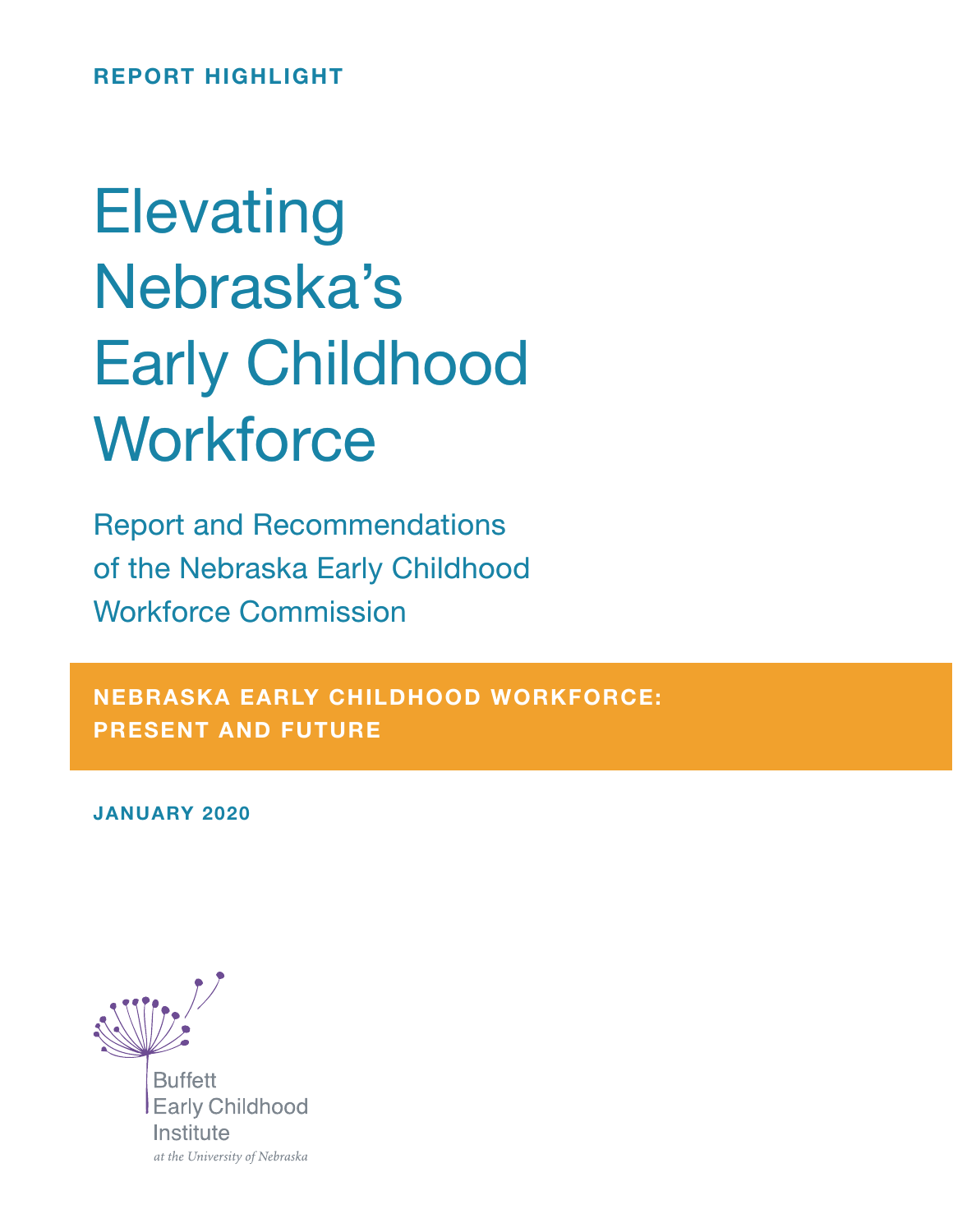**REPORT HIGHLIGHT**

# Elevating Nebraska's Early Childhood Workforce

## Report and Recommendations of the Nebraska Early Childhood Workforce Commission

**NEBRASKA EARLY CHILDHOOD WORKFORCE: PRESENT AND FUTURE**

**JANUARY 2020**

Buffett Early Childhood Institute

*at the University of Nebraska*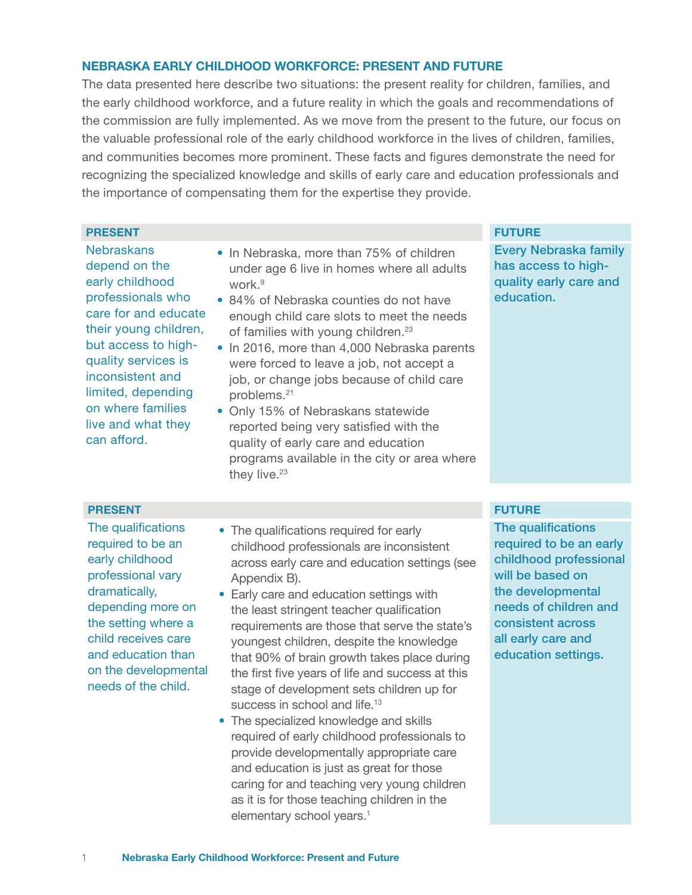## NEBRASKA EARLY CHILDHOOD WORKFORCE: PRESENT AND FUTURE

The data presented here describe two situations: the present reality for children, families, and the early childhood workforce, and a future reality in which the goals and recommendations of the commission are fully implemented. As we move from the present to the future, our focus on the valuable professional role of the early childhood workforce in the lives of children, families, and communities becomes more prominent. These facts and figures demonstrate the need for recognizing the specialized knowledge and skills of early care and education professionals and the importance of compensating them for the expertise they provide.

| PRESENT | | FUTURE |
|---|---|---|
| Nebraskans depend on the early childhood professionals who care for and educate their young children, but access to high-quality services is inconsistent and limited, depending on where families live and what they can afford. | • In Nebraska, more than 75% of children under age 6 live in homes where all adults work.[9]<br>• 84% of Nebraska counties do not have enough child care slots to meet the needs of families with young children.[23]<br>• In 2016, more than 4,000 Nebraska parents were forced to leave a job, not accept a job, or change jobs because of child care problems.[21]<br>• Only 15% of Nebraskans statewide reported being very satisfied with the quality of early care and education programs available in the city or area where they live.[23] | **Every Nebraska family has access to high-quality early care and education.** |

| PRESENT | | FUTURE |
|---|---|---|
| The qualifications required to be an early childhood professional vary dramatically, depending more on the setting where a child receives care and education than on the developmental needs of the child. | • The qualifications required for early childhood professionals are inconsistent across early care and education settings (see Appendix B).<br>• Early care and education settings with the least stringent teacher qualification requirements are those that serve the state's youngest children, despite the knowledge that 90% of brain growth takes place during the first five years of life and success at this stage of development sets children up for success in school and life.[13]<br>• The specialized knowledge and skills required of early childhood professionals to provide developmentally appropriate care and education is just as great for those caring for and teaching very young children as it is for those teaching children in the elementary school years.[1] | **The qualifications required to be an early childhood professional will be based on the developmental needs of children and consistent across all early care and education settings.** |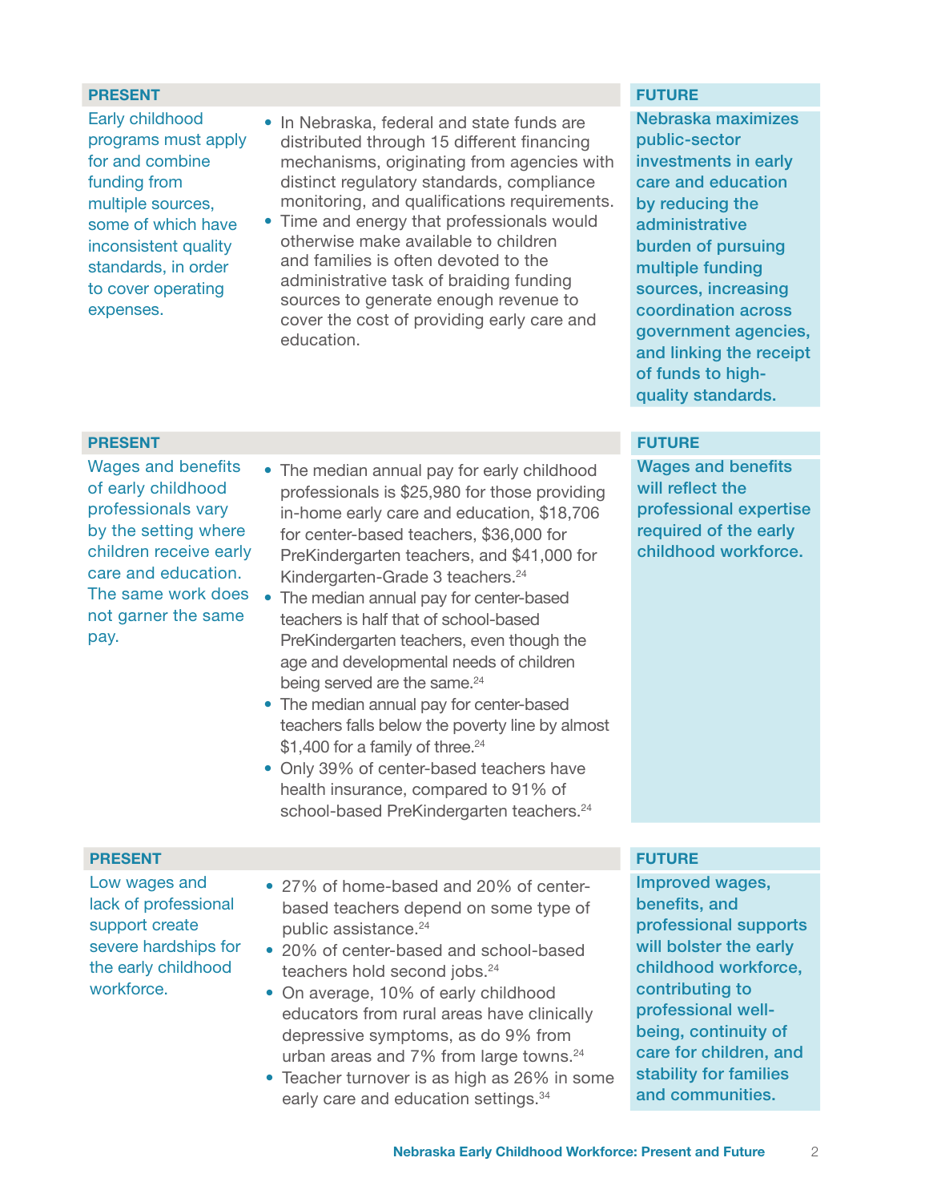### PRESENT

Early childhood programs must apply for and combine funding from multiple sources, some of which have inconsistent quality standards, in order to cover operating expenses.

- In Nebraska, federal and state funds are distributed through 15 different financing mechanisms, originating from agencies with distinct regulatory standards, compliance monitoring, and qualifications requirements.
- Time and energy that professionals would otherwise make available to children and families is often devoted to the administrative task of braiding funding sources to generate enough revenue to cover the cost of providing early care and education.

### FUTURE

**Nebraska maximizes public-sector investments in early care and education by reducing the administrative burden of pursuing multiple funding sources, increasing coordination across government agencies, and linking the receipt of funds to high-quality standards.**

### PRESENT

Wages and benefits of early childhood professionals vary by the setting where children receive early care and education. The same work does not garner the same pay.

- The median annual pay for early childhood professionals is $25,980 for those providing in-home early care and education, $18,706 for center-based teachers, $36,000 for PreKindergarten teachers, and $41,000 for Kindergarten-Grade 3 teachers.[24]
- The median annual pay for center-based teachers is half that of school-based PreKindergarten teachers, even though the age and developmental needs of children being served are the same.[24]
- The median annual pay for center-based teachers falls below the poverty line by almost $1,400 for a family of three.[24]
- Only 39% of center-based teachers have health insurance, compared to 91% of school-based PreKindergarten teachers.[24]

### FUTURE

**Wages and benefits will reflect the professional expertise required of the early childhood workforce.**

### PRESENT

Low wages and lack of professional support create severe hardships for the early childhood workforce.

- 27% of home-based and 20% of center-based teachers depend on some type of public assistance.[24]
- 20% of center-based and school-based teachers hold second jobs.[24]
- On average, 10% of early childhood educators from rural areas have clinically depressive symptoms, as do 9% from urban areas and 7% from large towns.[24]
- Teacher turnover is as high as 26% in some early care and education settings.[34]

### FUTURE

**Improved wages, benefits, and professional supports will bolster the early childhood workforce, contributing to professional well-being, continuity of care for children, and stability for families and communities.**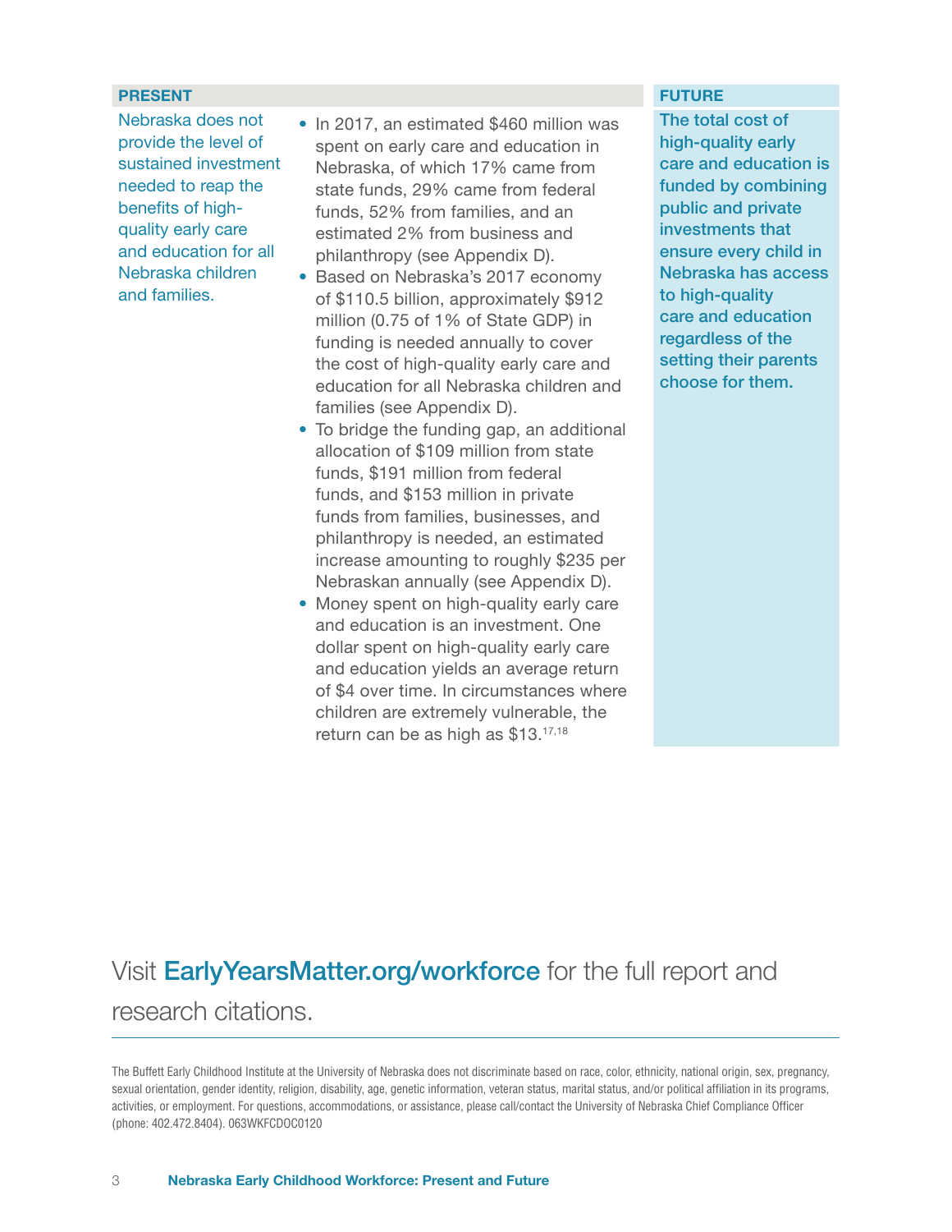## PRESENT

Nebraska does not provide the level of sustained investment needed to reap the benefits of high-quality early care and education for all Nebraska children and families.

- In 2017, an estimated $460 million was spent on early care and education in Nebraska, of which 17% came from state funds, 29% came from federal funds, 52% from families, and an estimated 2% from business and philanthropy (see Appendix D).
- Based on Nebraska's 2017 economy of $110.5 billion, approximately $912 million (0.75 of 1% of State GDP) in funding is needed annually to cover the cost of high-quality early care and education for all Nebraska children and families (see Appendix D).
- To bridge the funding gap, an additional allocation of $109 million from state funds, $191 million from federal funds, and $153 million in private funds from families, businesses, and philanthropy is needed, an estimated increase amounting to roughly $235 per Nebraskan annually (see Appendix D).
- Money spent on high-quality early care and education is an investment. One dollar spent on high-quality early care and education yields an average return of $4 over time. In circumstances where children are extremely vulnerable, the return can be as high as $13.[17,18]

## FUTURE

**The total cost of high-quality early care and education is funded by combining public and private investments that ensure every child in Nebraska has access to high-quality care and education regardless of the setting their parents choose for them.**

Visit **EarlyYearsMatter.org/workforce** for the full report and research citations.

---

The Buffett Early Childhood Institute at the University of Nebraska does not discriminate based on race, color, ethnicity, national origin, sex, pregnancy, sexual orientation, gender identity, religion, disability, age, genetic information, veteran status, marital status, and/or political affiliation in its programs, activities, or employment. For questions, accommodations, or assistance, please call/contact the University of Nebraska Chief Compliance Officer (phone: 402.472.8404). 063WKFCDOC0120